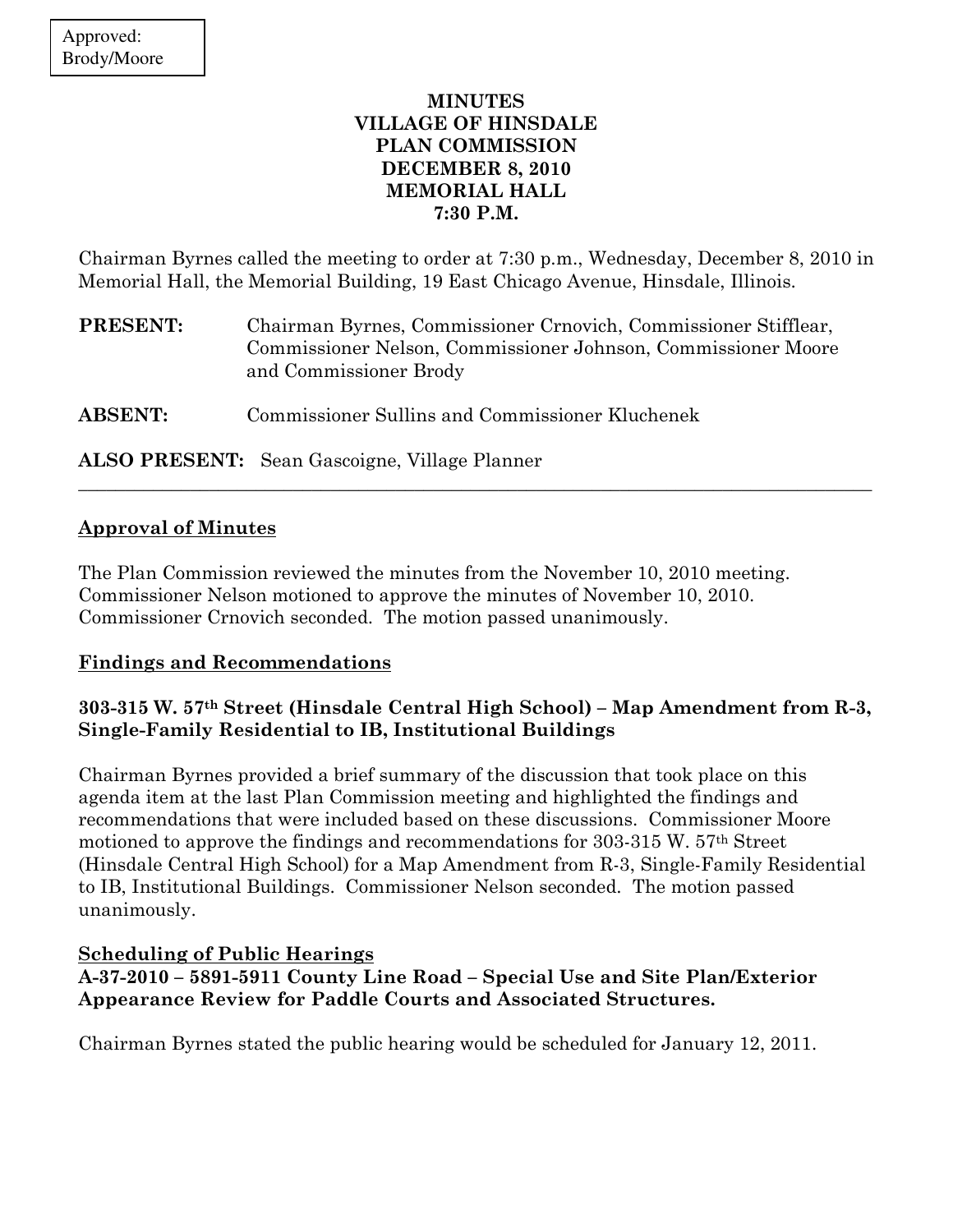Approved: Brody/Moore

# MINUTES
# VILLAGE OF HINSDALE
# PLAN COMMISSION
# DECEMBER 8, 2010
# MEMORIAL HALL
# 7:30 P.M.

Chairman Byrnes called the meeting to order at 7:30 p.m., Wednesday, December 8, 2010 in Memorial Hall, the Memorial Building, 19 East Chicago Avenue, Hinsdale, Illinois.

**PRESENT:** Chairman Byrnes, Commissioner Crnovich, Commissioner Stifflear, Commissioner Nelson, Commissioner Johnson, Commissioner Moore and Commissioner Brody

**ABSENT:** Commissioner Sullins and Commissioner Kluchenek

**ALSO PRESENT:** Sean Gascoigne, Village Planner

---

## Approval of Minutes

The Plan Commission reviewed the minutes from the November 10, 2010 meeting. Commissioner Nelson motioned to approve the minutes of November 10, 2010. Commissioner Crnovich seconded. The motion passed unanimously.

## Findings and Recommendations

### 303-315 W. 57th Street (Hinsdale Central High School) – Map Amendment from R-3, Single-Family Residential to IB, Institutional Buildings

Chairman Byrnes provided a brief summary of the discussion that took place on this agenda item at the last Plan Commission meeting and highlighted the findings and recommendations that were included based on these discussions. Commissioner Moore motioned to approve the findings and recommendations for 303-315 W. 57th Street (Hinsdale Central High School) for a Map Amendment from R-3, Single-Family Residential to IB, Institutional Buildings. Commissioner Nelson seconded. The motion passed unanimously.

## Scheduling of Public Hearings

### A-37-2010 – 5891-5911 County Line Road – Special Use and Site Plan/Exterior Appearance Review for Paddle Courts and Associated Structures.

Chairman Byrnes stated the public hearing would be scheduled for January 12, 2011.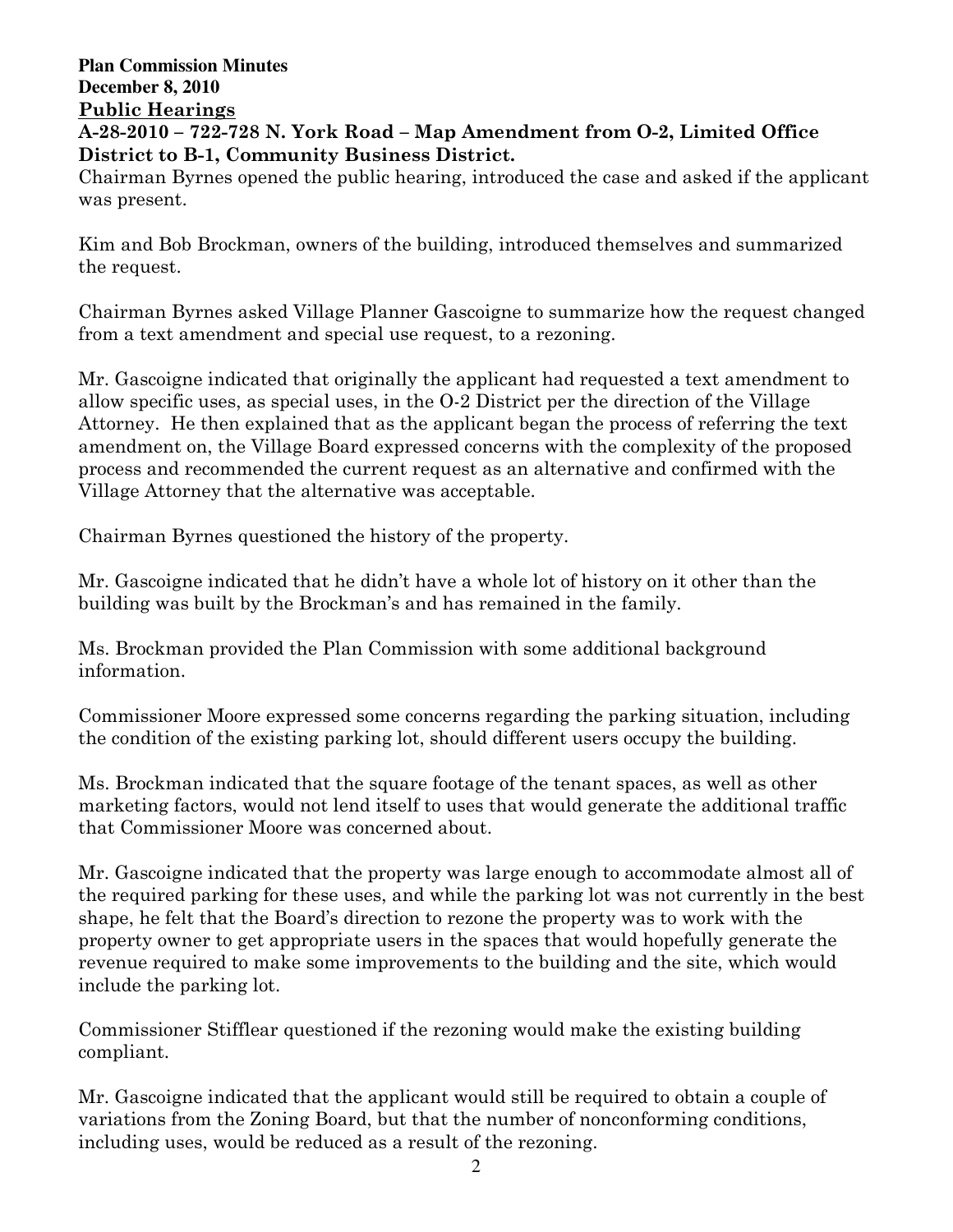**Plan Commission Minutes**
**December 8, 2010**

## Public Hearings

### A-28-2010 – 722-728 N. York Road – Map Amendment from O-2, Limited Office District to B-1, Community Business District.

Chairman Byrnes opened the public hearing, introduced the case and asked if the applicant was present.

Kim and Bob Brockman, owners of the building, introduced themselves and summarized the request.

Chairman Byrnes asked Village Planner Gascoigne to summarize how the request changed from a text amendment and special use request, to a rezoning.

Mr. Gascoigne indicated that originally the applicant had requested a text amendment to allow specific uses, as special uses, in the O-2 District per the direction of the Village Attorney. He then explained that as the applicant began the process of referring the text amendment on, the Village Board expressed concerns with the complexity of the proposed process and recommended the current request as an alternative and confirmed with the Village Attorney that the alternative was acceptable.

Chairman Byrnes questioned the history of the property.

Mr. Gascoigne indicated that he didn't have a whole lot of history on it other than the building was built by the Brockman's and has remained in the family.

Ms. Brockman provided the Plan Commission with some additional background information.

Commissioner Moore expressed some concerns regarding the parking situation, including the condition of the existing parking lot, should different users occupy the building.

Ms. Brockman indicated that the square footage of the tenant spaces, as well as other marketing factors, would not lend itself to uses that would generate the additional traffic that Commissioner Moore was concerned about.

Mr. Gascoigne indicated that the property was large enough to accommodate almost all of the required parking for these uses, and while the parking lot was not currently in the best shape, he felt that the Board's direction to rezone the property was to work with the property owner to get appropriate users in the spaces that would hopefully generate the revenue required to make some improvements to the building and the site, which would include the parking lot.

Commissioner Stifflear questioned if the rezoning would make the existing building compliant.

Mr. Gascoigne indicated that the applicant would still be required to obtain a couple of variations from the Zoning Board, but that the number of nonconforming conditions, including uses, would be reduced as a result of the rezoning.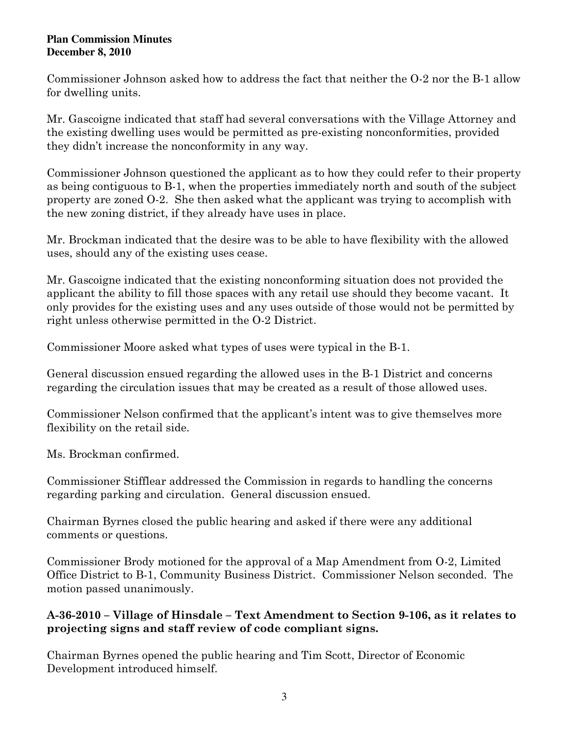Commissioner Johnson asked how to address the fact that neither the O-2 nor the B-1 allow for dwelling units.

Mr. Gascoigne indicated that staff had several conversations with the Village Attorney and the existing dwelling uses would be permitted as pre-existing nonconformities, provided they didn't increase the nonconformity in any way.

Commissioner Johnson questioned the applicant as to how they could refer to their property as being contiguous to B-1, when the properties immediately north and south of the subject property are zoned O-2. She then asked what the applicant was trying to accomplish with the new zoning district, if they already have uses in place.

Mr. Brockman indicated that the desire was to be able to have flexibility with the allowed uses, should any of the existing uses cease.

Mr. Gascoigne indicated that the existing nonconforming situation does not provided the applicant the ability to fill those spaces with any retail use should they become vacant. It only provides for the existing uses and any uses outside of those would not be permitted by right unless otherwise permitted in the O-2 District.

Commissioner Moore asked what types of uses were typical in the B-1.

General discussion ensued regarding the allowed uses in the B-1 District and concerns regarding the circulation issues that may be created as a result of those allowed uses.

Commissioner Nelson confirmed that the applicant's intent was to give themselves more flexibility on the retail side.

Ms. Brockman confirmed.

Commissioner Stifflear addressed the Commission in regards to handling the concerns regarding parking and circulation. General discussion ensued.

Chairman Byrnes closed the public hearing and asked if there were any additional comments or questions.

Commissioner Brody motioned for the approval of a Map Amendment from O-2, Limited Office District to B-1, Community Business District. Commissioner Nelson seconded. The motion passed unanimously.

**A-36-2010 – Village of Hinsdale – Text Amendment to Section 9-106, as it relates to projecting signs and staff review of code compliant signs.**

Chairman Byrnes opened the public hearing and Tim Scott, Director of Economic Development introduced himself.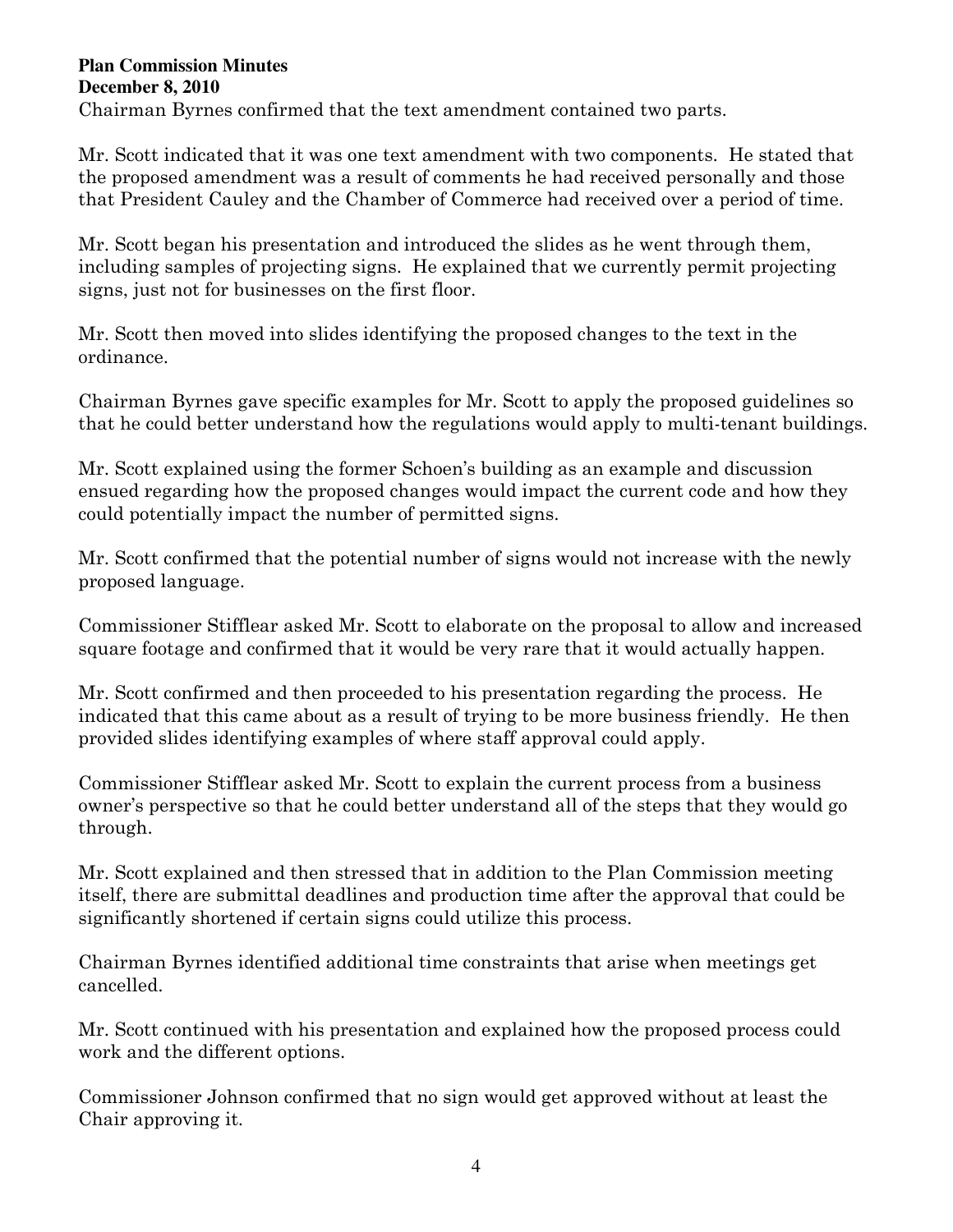Chairman Byrnes confirmed that the text amendment contained two parts.

Mr. Scott indicated that it was one text amendment with two components. He stated that the proposed amendment was a result of comments he had received personally and those that President Cauley and the Chamber of Commerce had received over a period of time.

Mr. Scott began his presentation and introduced the slides as he went through them, including samples of projecting signs. He explained that we currently permit projecting signs, just not for businesses on the first floor.

Mr. Scott then moved into slides identifying the proposed changes to the text in the ordinance.

Chairman Byrnes gave specific examples for Mr. Scott to apply the proposed guidelines so that he could better understand how the regulations would apply to multi-tenant buildings.

Mr. Scott explained using the former Schoen's building as an example and discussion ensued regarding how the proposed changes would impact the current code and how they could potentially impact the number of permitted signs.

Mr. Scott confirmed that the potential number of signs would not increase with the newly proposed language.

Commissioner Stifflear asked Mr. Scott to elaborate on the proposal to allow and increased square footage and confirmed that it would be very rare that it would actually happen.

Mr. Scott confirmed and then proceeded to his presentation regarding the process. He indicated that this came about as a result of trying to be more business friendly. He then provided slides identifying examples of where staff approval could apply.

Commissioner Stifflear asked Mr. Scott to explain the current process from a business owner's perspective so that he could better understand all of the steps that they would go through.

Mr. Scott explained and then stressed that in addition to the Plan Commission meeting itself, there are submittal deadlines and production time after the approval that could be significantly shortened if certain signs could utilize this process.

Chairman Byrnes identified additional time constraints that arise when meetings get cancelled.

Mr. Scott continued with his presentation and explained how the proposed process could work and the different options.

Commissioner Johnson confirmed that no sign would get approved without at least the Chair approving it.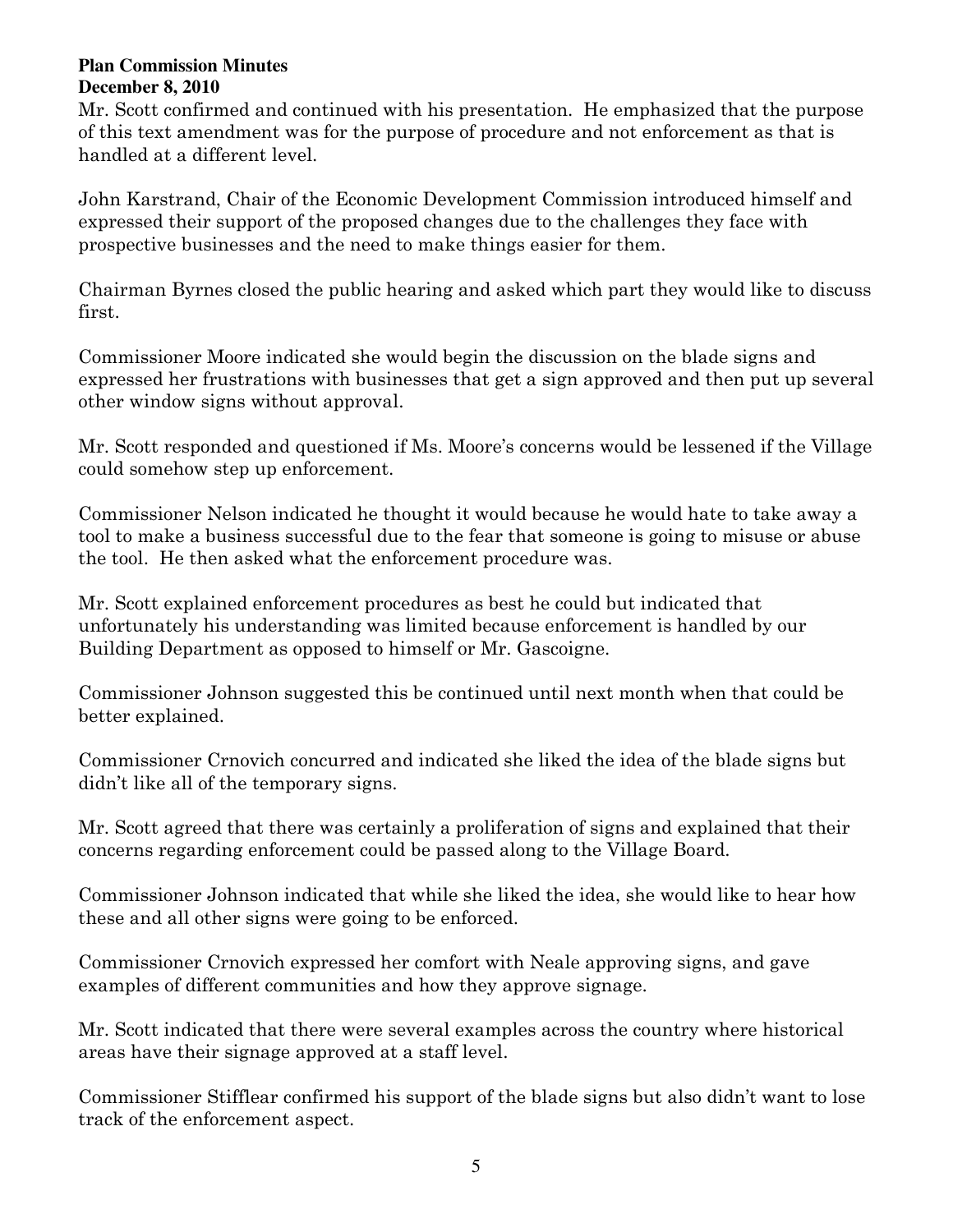**Plan Commission Minutes**
**December 8, 2010**

Mr. Scott confirmed and continued with his presentation. He emphasized that the purpose of this text amendment was for the purpose of procedure and not enforcement as that is handled at a different level.

John Karstrand, Chair of the Economic Development Commission introduced himself and expressed their support of the proposed changes due to the challenges they face with prospective businesses and the need to make things easier for them.

Chairman Byrnes closed the public hearing and asked which part they would like to discuss first.

Commissioner Moore indicated she would begin the discussion on the blade signs and expressed her frustrations with businesses that get a sign approved and then put up several other window signs without approval.

Mr. Scott responded and questioned if Ms. Moore's concerns would be lessened if the Village could somehow step up enforcement.

Commissioner Nelson indicated he thought it would because he would hate to take away a tool to make a business successful due to the fear that someone is going to misuse or abuse the tool. He then asked what the enforcement procedure was.

Mr. Scott explained enforcement procedures as best he could but indicated that unfortunately his understanding was limited because enforcement is handled by our Building Department as opposed to himself or Mr. Gascoigne.

Commissioner Johnson suggested this be continued until next month when that could be better explained.

Commissioner Crnovich concurred and indicated she liked the idea of the blade signs but didn't like all of the temporary signs.

Mr. Scott agreed that there was certainly a proliferation of signs and explained that their concerns regarding enforcement could be passed along to the Village Board.

Commissioner Johnson indicated that while she liked the idea, she would like to hear how these and all other signs were going to be enforced.

Commissioner Crnovich expressed her comfort with Neale approving signs, and gave examples of different communities and how they approve signage.

Mr. Scott indicated that there were several examples across the country where historical areas have their signage approved at a staff level.

Commissioner Stifflear confirmed his support of the blade signs but also didn't want to lose track of the enforcement aspect.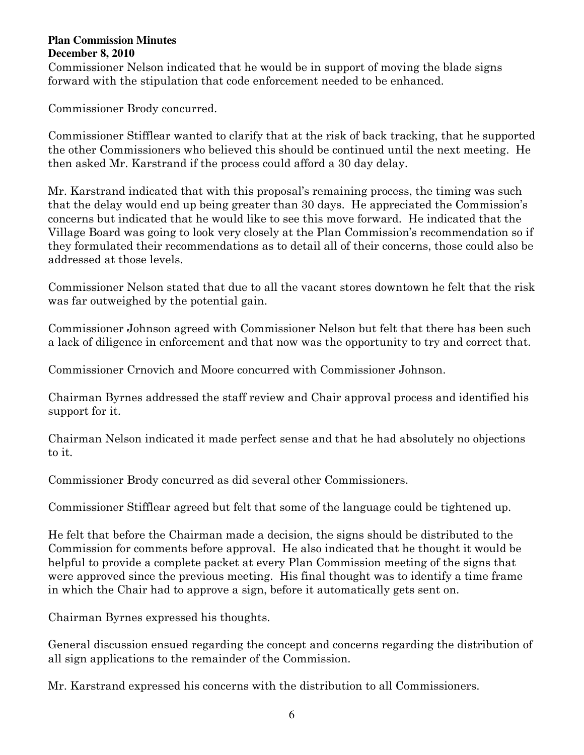**Plan Commission Minutes**
**December 8, 2010**

Commissioner Nelson indicated that he would be in support of moving the blade signs forward with the stipulation that code enforcement needed to be enhanced.

Commissioner Brody concurred.

Commissioner Stifflear wanted to clarify that at the risk of back tracking, that he supported the other Commissioners who believed this should be continued until the next meeting. He then asked Mr. Karstrand if the process could afford a 30 day delay.

Mr. Karstrand indicated that with this proposal's remaining process, the timing was such that the delay would end up being greater than 30 days. He appreciated the Commission's concerns but indicated that he would like to see this move forward. He indicated that the Village Board was going to look very closely at the Plan Commission's recommendation so if they formulated their recommendations as to detail all of their concerns, those could also be addressed at those levels.

Commissioner Nelson stated that due to all the vacant stores downtown he felt that the risk was far outweighed by the potential gain.

Commissioner Johnson agreed with Commissioner Nelson but felt that there has been such a lack of diligence in enforcement and that now was the opportunity to try and correct that.

Commissioner Crnovich and Moore concurred with Commissioner Johnson.

Chairman Byrnes addressed the staff review and Chair approval process and identified his support for it.

Chairman Nelson indicated it made perfect sense and that he had absolutely no objections to it.

Commissioner Brody concurred as did several other Commissioners.

Commissioner Stifflear agreed but felt that some of the language could be tightened up.

He felt that before the Chairman made a decision, the signs should be distributed to the Commission for comments before approval. He also indicated that he thought it would be helpful to provide a complete packet at every Plan Commission meeting of the signs that were approved since the previous meeting. His final thought was to identify a time frame in which the Chair had to approve a sign, before it automatically gets sent on.

Chairman Byrnes expressed his thoughts.

General discussion ensued regarding the concept and concerns regarding the distribution of all sign applications to the remainder of the Commission.

Mr. Karstrand expressed his concerns with the distribution to all Commissioners.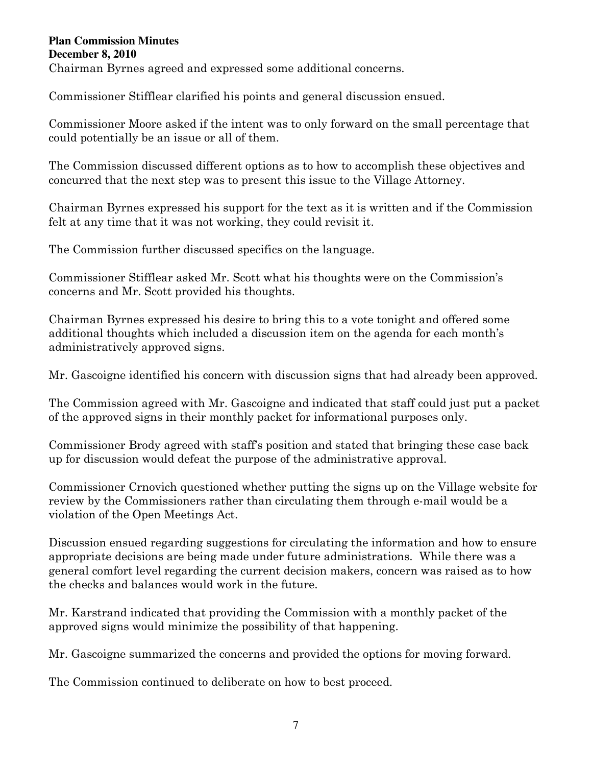Chairman Byrnes agreed and expressed some additional concerns.

Commissioner Stifflear clarified his points and general discussion ensued.

Commissioner Moore asked if the intent was to only forward on the small percentage that could potentially be an issue or all of them.

The Commission discussed different options as to how to accomplish these objectives and concurred that the next step was to present this issue to the Village Attorney.

Chairman Byrnes expressed his support for the text as it is written and if the Commission felt at any time that it was not working, they could revisit it.

The Commission further discussed specifics on the language.

Commissioner Stifflear asked Mr. Scott what his thoughts were on the Commission's concerns and Mr. Scott provided his thoughts.

Chairman Byrnes expressed his desire to bring this to a vote tonight and offered some additional thoughts which included a discussion item on the agenda for each month's administratively approved signs.

Mr. Gascoigne identified his concern with discussion signs that had already been approved.

The Commission agreed with Mr. Gascoigne and indicated that staff could just put a packet of the approved signs in their monthly packet for informational purposes only.

Commissioner Brody agreed with staff's position and stated that bringing these case back up for discussion would defeat the purpose of the administrative approval.

Commissioner Crnovich questioned whether putting the signs up on the Village website for review by the Commissioners rather than circulating them through e-mail would be a violation of the Open Meetings Act.

Discussion ensued regarding suggestions for circulating the information and how to ensure appropriate decisions are being made under future administrations. While there was a general comfort level regarding the current decision makers, concern was raised as to how the checks and balances would work in the future.

Mr. Karstrand indicated that providing the Commission with a monthly packet of the approved signs would minimize the possibility of that happening.

Mr. Gascoigne summarized the concerns and provided the options for moving forward.

The Commission continued to deliberate on how to best proceed.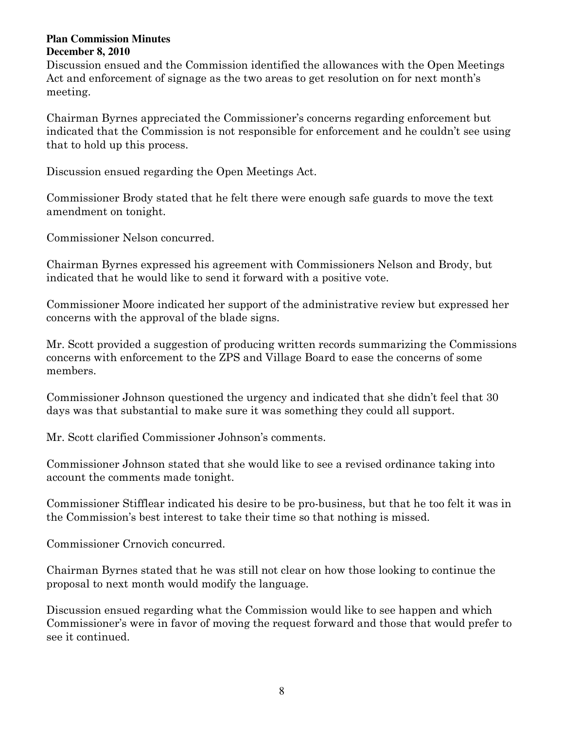Discussion ensued and the Commission identified the allowances with the Open Meetings Act and enforcement of signage as the two areas to get resolution on for next month's meeting.

Chairman Byrnes appreciated the Commissioner's concerns regarding enforcement but indicated that the Commission is not responsible for enforcement and he couldn't see using that to hold up this process.

Discussion ensued regarding the Open Meetings Act.

Commissioner Brody stated that he felt there were enough safe guards to move the text amendment on tonight.

Commissioner Nelson concurred.

Chairman Byrnes expressed his agreement with Commissioners Nelson and Brody, but indicated that he would like to send it forward with a positive vote.

Commissioner Moore indicated her support of the administrative review but expressed her concerns with the approval of the blade signs.

Mr. Scott provided a suggestion of producing written records summarizing the Commissions concerns with enforcement to the ZPS and Village Board to ease the concerns of some members.

Commissioner Johnson questioned the urgency and indicated that she didn't feel that 30 days was that substantial to make sure it was something they could all support.

Mr. Scott clarified Commissioner Johnson's comments.

Commissioner Johnson stated that she would like to see a revised ordinance taking into account the comments made tonight.

Commissioner Stifflear indicated his desire to be pro-business, but that he too felt it was in the Commission's best interest to take their time so that nothing is missed.

Commissioner Crnovich concurred.

Chairman Byrnes stated that he was still not clear on how those looking to continue the proposal to next month would modify the language.

Discussion ensued regarding what the Commission would like to see happen and which Commissioner's were in favor of moving the request forward and those that would prefer to see it continued.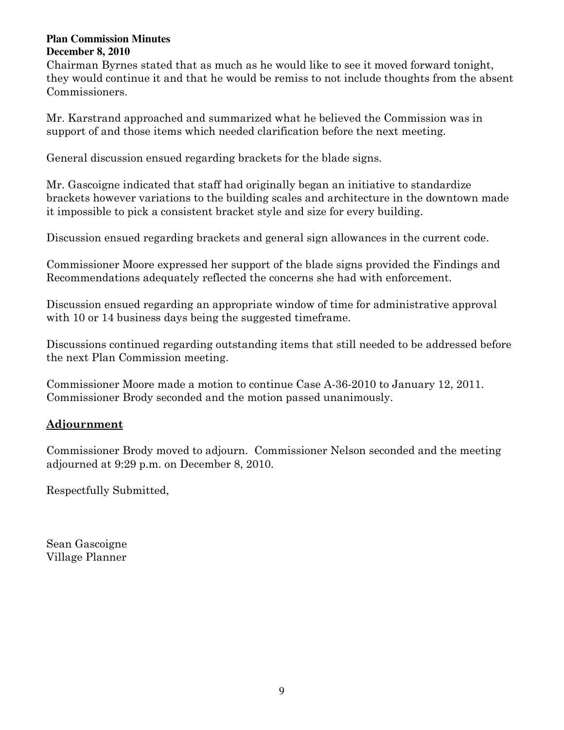Chairman Byrnes stated that as much as he would like to see it moved forward tonight, they would continue it and that he would be remiss to not include thoughts from the absent Commissioners.

Mr. Karstrand approached and summarized what he believed the Commission was in support of and those items which needed clarification before the next meeting.

General discussion ensued regarding brackets for the blade signs.

Mr. Gascoigne indicated that staff had originally began an initiative to standardize brackets however variations to the building scales and architecture in the downtown made it impossible to pick a consistent bracket style and size for every building.

Discussion ensued regarding brackets and general sign allowances in the current code.

Commissioner Moore expressed her support of the blade signs provided the Findings and Recommendations adequately reflected the concerns she had with enforcement.

Discussion ensued regarding an appropriate window of time for administrative approval with 10 or 14 business days being the suggested timeframe.

Discussions continued regarding outstanding items that still needed to be addressed before the next Plan Commission meeting.

Commissioner Moore made a motion to continue Case A-36-2010 to January 12, 2011. Commissioner Brody seconded and the motion passed unanimously.

## Adjournment

Commissioner Brody moved to adjourn. Commissioner Nelson seconded and the meeting adjourned at 9:29 p.m. on December 8, 2010.

Respectfully Submitted,

Sean Gascoigne
Village Planner